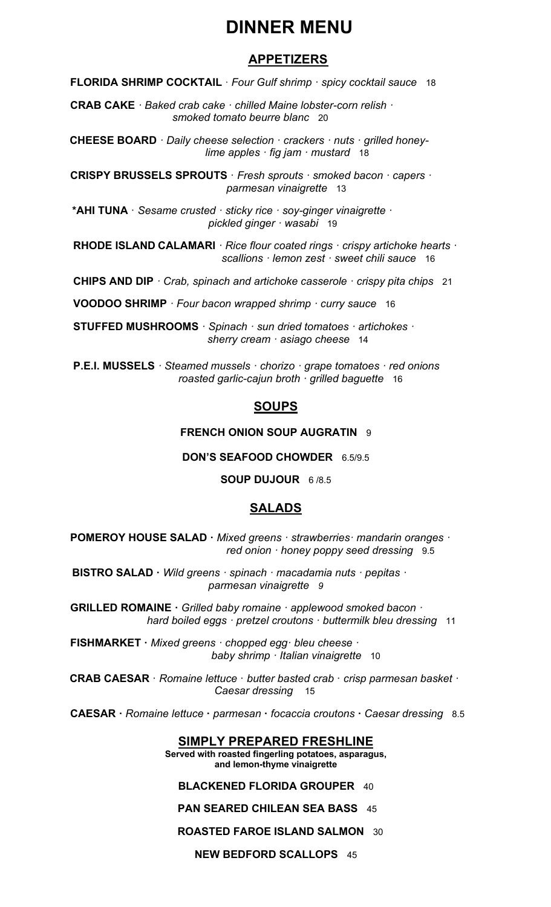# DINNER MENU

## APPETIZERS

**FLORIDA SHRIMP COCKTAIL** · *Four Gulf shrimp · spicy cocktail sauce* 18

**CRAB CAKE** · *Baked crab cake · chilled Maine lobster-corn relish · smoked tomato beurre blanc* 20

**CHEESE BOARD** · *Daily cheese selection · crackers · nuts · grilled honey-lime apples · fig jam · mustard* 18

**CRISPY BRUSSELS SPROUTS** · *Fresh sprouts · smoked bacon · capers · parmesan vinaigrette* 13

**\*AHI TUNA** · *Sesame crusted · sticky rice · soy-ginger vinaigrette · pickled ginger · wasabi* 19

**RHODE ISLAND CALAMARI** · *Rice flour coated rings · crispy artichoke hearts · scallions · lemon zest · sweet chili sauce* 16

**CHIPS AND DIP** · *Crab, spinach and artichoke casserole · crispy pita chips* 21

**VOODOO SHRIMP** · *Four bacon wrapped shrimp · curry sauce* 16

**STUFFED MUSHROOMS** · *Spinach · sun dried tomatoes · artichokes · sherry cream · asiago cheese* 14

**P.E.I. MUSSELS** · *Steamed mussels · chorizo · grape tomatoes · red onions roasted garlic-cajun broth · grilled baguette* 16

## SOUPS

**FRENCH ONION SOUP AUGRATIN** 9

**DON'S SEAFOOD CHOWDER** 6.5/9.5

**SOUP DUJOUR** 6 /8.5

## SALADS

**POMEROY HOUSE SALAD ·** *Mixed greens · strawberries· mandarin oranges · red onion · honey poppy seed dressing* 9.5

**BISTRO SALAD ·** *Wild greens · spinach · macadamia nuts · pepitas · parmesan vinaigrette 9*

**GRILLED ROMAINE ·** *Grilled baby romaine · applewood smoked bacon · hard boiled eggs · pretzel croutons · buttermilk bleu dressing* 11

**FISHMARKET ·** *Mixed greens · chopped egg· bleu cheese · baby shrimp · Italian vinaigrette* 10

**CRAB CAESAR** · *Romaine lettuce · butter basted crab · crisp parmesan basket · Caesar dressing* 15

**CAESAR ·** *Romaine lettuce* **·** *parmesan* **·** *focaccia croutons* **·** *Caesar dressing* 8.5

## SIMPLY PREPARED FRESHLINE

**Served with roasted fingerling potatoes, asparagus, and lemon-thyme vinaigrette**

**BLACKENED FLORIDA GROUPER** 40

**PAN SEARED CHILEAN SEA BASS** 45

**ROASTED FAROE ISLAND SALMON** 30

**NEW BEDFORD SCALLOPS** 45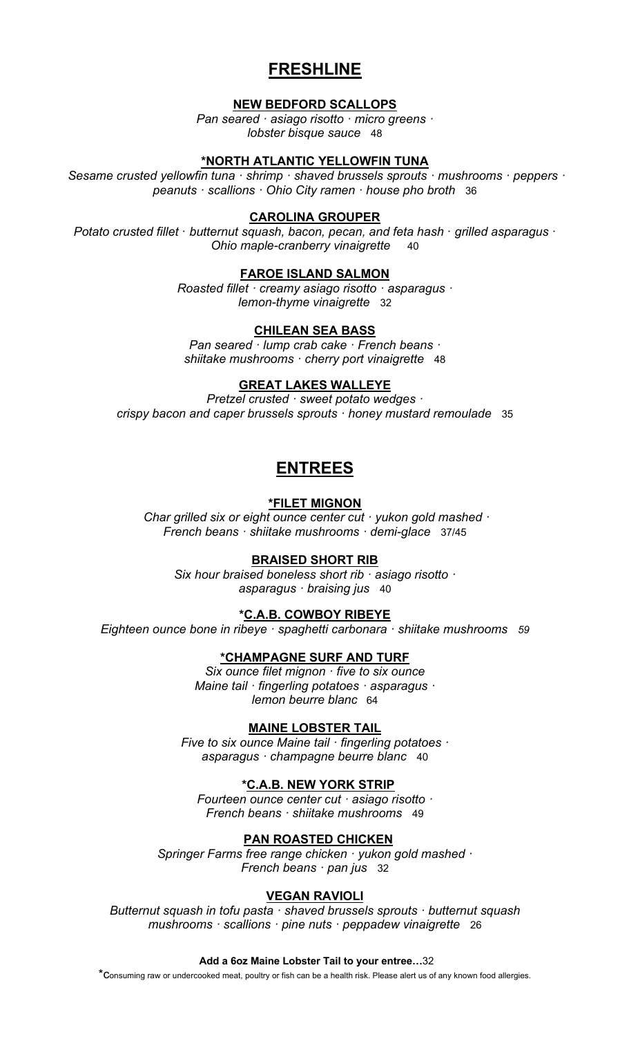# FRESHLINE

### NEW BEDFORD SCALLOPS

*Pan seared · asiago risotto · micro greens · lobster bisque sauce* 48

### *NORTH ATLANTIC YELLOWFIN TUNA

*Sesame crusted yellowfin tuna · shrimp · shaved brussels sprouts · mushrooms · peppers · peanuts · scallions · Ohio City ramen · house pho broth* 36

### CAROLINA GROUPER

*Potato crusted fillet · butternut squash, bacon, pecan, and feta hash · grilled asparagus · Ohio maple-cranberry vinaigrette* 40

### FAROE ISLAND SALMON

*Roasted fillet · creamy asiago risotto · asparagus · lemon-thyme vinaigrette* 32

### CHILEAN SEA BASS

*Pan seared · lump crab cake · French beans · shiitake mushrooms · cherry port vinaigrette* 48

### GREAT LAKES WALLEYE

*Pretzel crusted · sweet potato wedges · crispy bacon and caper brussels sprouts · honey mustard remoulade* 35

# ENTREES

### *FILET MIGNON

*Char grilled six or eight ounce center cut · yukon gold mashed · French beans · shiitake mushrooms · demi-glace* 37/45

### BRAISED SHORT RIB

*Six hour braised boneless short rib · asiago risotto · asparagus · braising jus* 40

### *C.A.B. COWBOY RIBEYE

*Eighteen ounce bone in ribeye · spaghetti carbonara · shiitake mushrooms 59*

### *CHAMPAGNE SURF AND TURF

*Six ounce filet mignon · five to six ounce Maine tail · fingerling potatoes · asparagus · lemon beurre blanc* 64

### MAINE LOBSTER TAIL

*Five to six ounce Maine tail · fingerling potatoes · asparagus · champagne beurre blanc* 40

### *C.A.B. NEW YORK STRIP

*Fourteen ounce center cut · asiago risotto · French beans · shiitake mushrooms* 49

### PAN ROASTED CHICKEN

*Springer Farms free range chicken · yukon gold mashed · French beans · pan jus* 32

### VEGAN RAVIOLI

*Butternut squash in tofu pasta · shaved brussels sprouts · butternut squash mushrooms · scallions · pine nuts · peppadew vinaigrette* 26

**Add a 6oz Maine Lobster Tail to your entree…**32

*Consuming raw or undercooked meat, poultry or fish can be a health risk. Please alert us of any known food allergies.